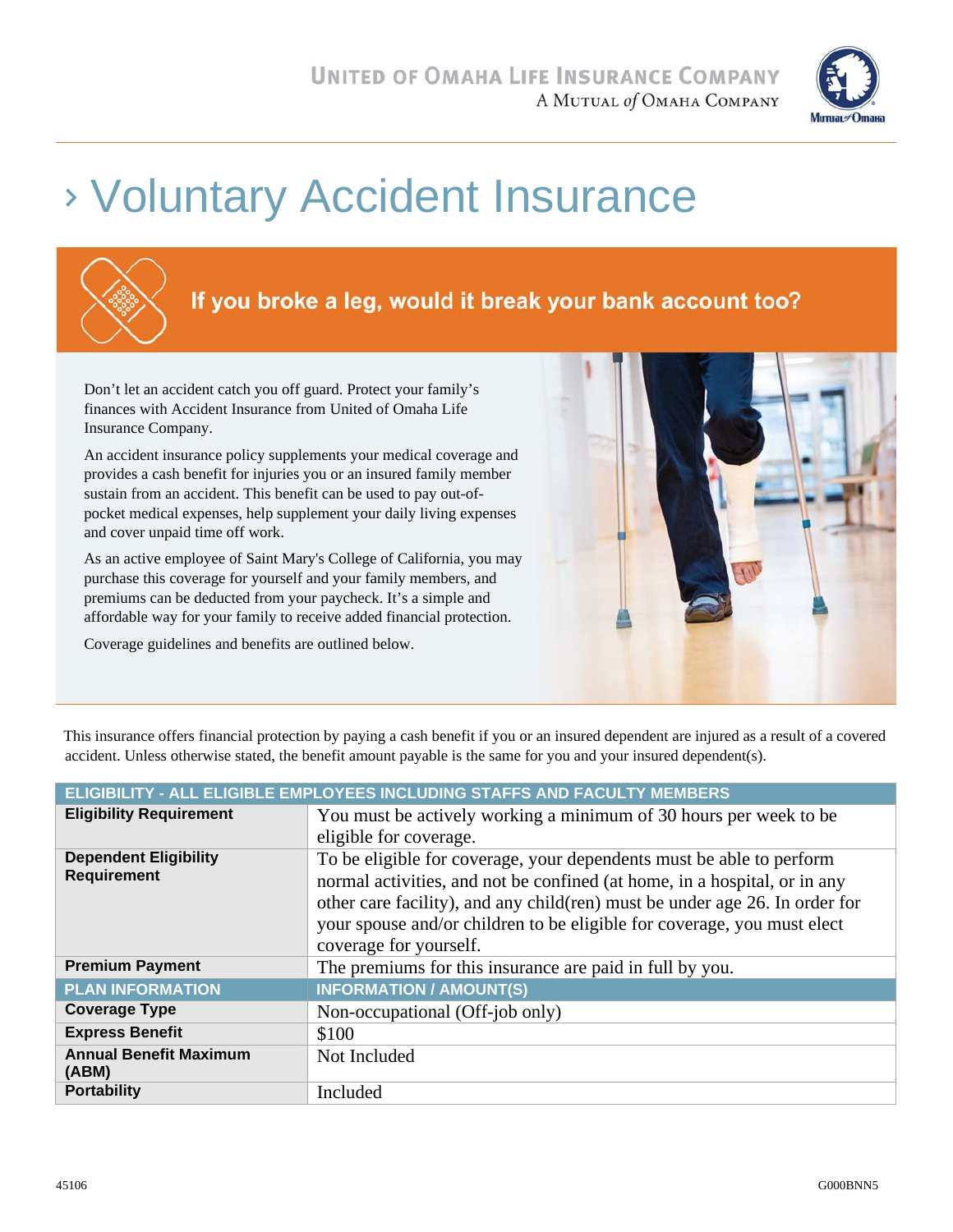UNITED OF OMAHA LIFE INSURANCE COMPANY
A MUTUAL of OMAHA COMPANY

# › Voluntary Accident Insurance

## If you broke a leg, would it break your bank account too?

Don't let an accident catch you off guard. Protect your family's finances with Accident Insurance from United of Omaha Life Insurance Company.

An accident insurance policy supplements your medical coverage and provides a cash benefit for injuries you or an insured family member sustain from an accident. This benefit can be used to pay out-of-pocket medical expenses, help supplement your daily living expenses and cover unpaid time off work.

As an active employee of Saint Mary's College of California, you may purchase this coverage for yourself and your family members, and premiums can be deducted from your paycheck. It's a simple and affordable way for your family to receive added financial protection.

Coverage guidelines and benefits are outlined below.

This insurance offers financial protection by paying a cash benefit if you or an insured dependent are injured as a result of a covered accident. Unless otherwise stated, the benefit amount payable is the same for you and your insured dependent(s).

| ELIGIBILITY - ALL ELIGIBLE EMPLOYEES INCLUDING STAFFS AND FACULTY MEMBERS | |
|---|---|
| **Eligibility Requirement** | You must be actively working a minimum of 30 hours per week to be eligible for coverage. |
| **Dependent Eligibility Requirement** | To be eligible for coverage, your dependents must be able to perform normal activities, and not be confined (at home, in a hospital, or in any other care facility), and any child(ren) must be under age 26. In order for your spouse and/or children to be eligible for coverage, you must elect coverage for yourself. |
| **Premium Payment** | The premiums for this insurance are paid in full by you. |
| **PLAN INFORMATION** | **INFORMATION / AMOUNT(S)** |
| **Coverage Type** | Non-occupational (Off-job only) |
| **Express Benefit** | $100 |
| **Annual Benefit Maximum (ABM)** | Not Included |
| **Portability** | Included |

45106 G000BNN5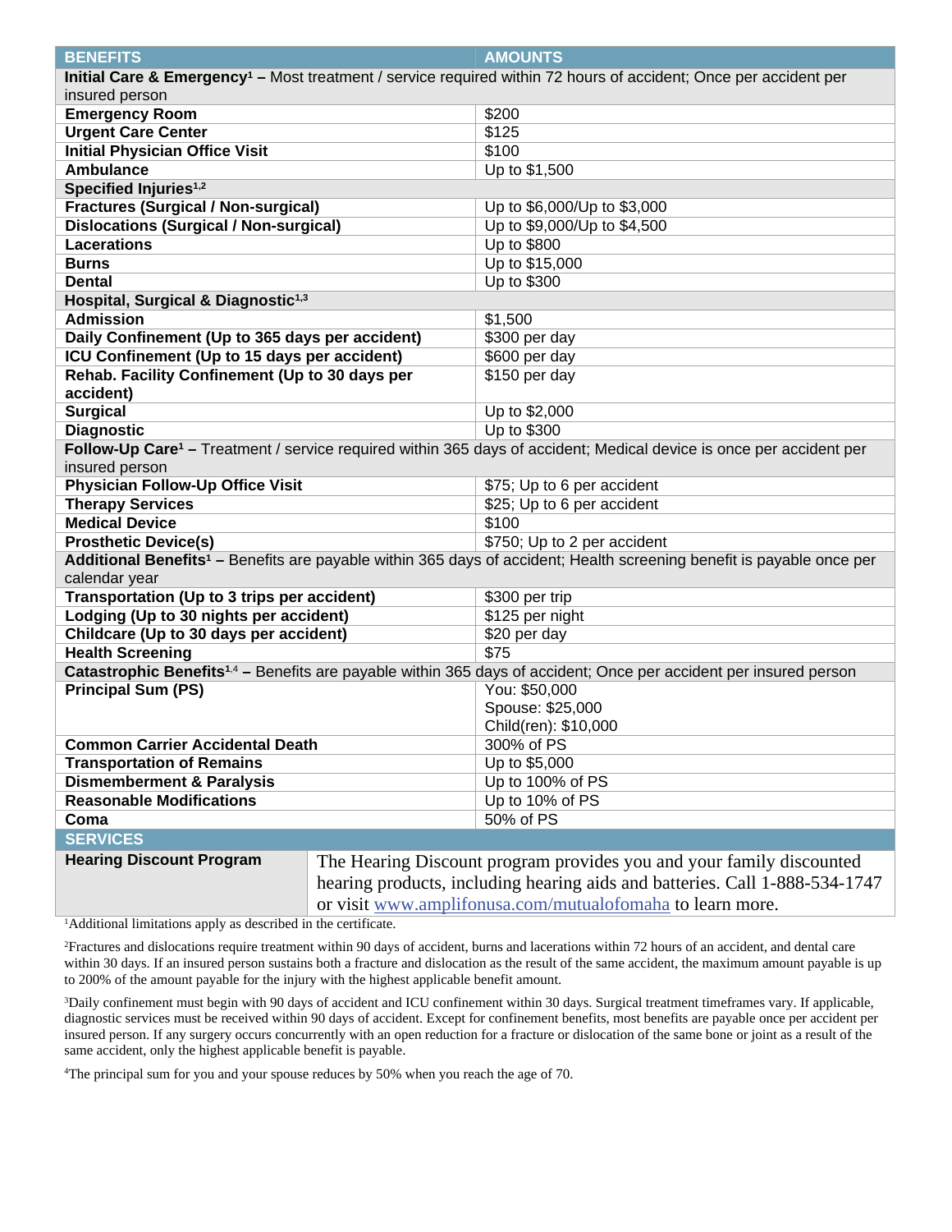| BENEFITS | AMOUNTS |
|---|---|
| **Initial Care & Emergency[1] –** Most treatment / service required within 72 hours of accident; Once per accident per insured person | |
| **Emergency Room** | $200 |
| **Urgent Care Center** | $125 |
| **Initial Physician Office Visit** | $100 |
| **Ambulance** | Up to $1,500 |
| **Specified Injuries[1,2]** | |
| **Fractures (Surgical / Non-surgical)** | Up to $6,000/Up to $3,000 |
| **Dislocations (Surgical / Non-surgical)** | Up to $9,000/Up to $4,500 |
| **Lacerations** | Up to $800 |
| **Burns** | Up to $15,000 |
| **Dental** | Up to $300 |
| **Hospital, Surgical & Diagnostic[1,3]** | |
| **Admission** | $1,500 |
| **Daily Confinement (Up to 365 days per accident)** | $300 per day |
| **ICU Confinement (Up to 15 days per accident)** | $600 per day |
| **Rehab. Facility Confinement (Up to 30 days per accident)** | $150 per day |
| **Surgical** | Up to $2,000 |
| **Diagnostic** | Up to $300 |
| **Follow-Up Care[1] –** Treatment / service required within 365 days of accident; Medical device is once per accident per insured person | |
| **Physician Follow-Up Office Visit** | $75; Up to 6 per accident |
| **Therapy Services** | $25; Up to 6 per accident |
| **Medical Device** | $100 |
| **Prosthetic Device(s)** | $750; Up to 2 per accident |
| **Additional Benefits[1] –** Benefits are payable within 365 days of accident; Health screening benefit is payable once per calendar year | |
| **Transportation (Up to 3 trips per accident)** | $300 per trip |
| **Lodging (Up to 30 nights per accident)** | $125 per night |
| **Childcare (Up to 30 days per accident)** | $20 per day |
| **Health Screening** | $75 |
| **Catastrophic Benefits[1,4] –** Benefits are payable within 365 days of accident; Once per accident per insured person | |
| **Principal Sum (PS)** | You: $50,000<br>Spouse: $25,000<br>Child(ren): $10,000 |
| **Common Carrier Accidental Death** | 300% of PS |
| **Transportation of Remains** | Up to $5,000 |
| **Dismemberment & Paralysis** | Up to 100% of PS |
| **Reasonable Modifications** | Up to 10% of PS |
| **Coma** | 50% of PS |
| **SERVICES** | |
| **Hearing Discount Program** | The Hearing Discount program provides you and your family discounted hearing products, including hearing aids and batteries. Call 1-888-534-1747 or visit www.amplifonusa.com/mutualofomaha to learn more. |

[1]Additional limitations apply as described in the certificate.

[2]Fractures and dislocations require treatment within 90 days of accident, burns and lacerations within 72 hours of an accident, and dental care within 30 days. If an insured person sustains both a fracture and dislocation as the result of the same accident, the maximum amount payable is up to 200% of the amount payable for the injury with the highest applicable benefit amount.

[3]Daily confinement must begin with 90 days of accident and ICU confinement within 30 days. Surgical treatment timeframes vary. If applicable, diagnostic services must be received within 90 days of accident. Except for confinement benefits, most benefits are payable once per accident per insured person. If any surgery occurs concurrently with an open reduction for a fracture or dislocation of the same bone or joint as a result of the same accident, only the highest applicable benefit is payable.

[4]The principal sum for you and your spouse reduces by 50% when you reach the age of 70.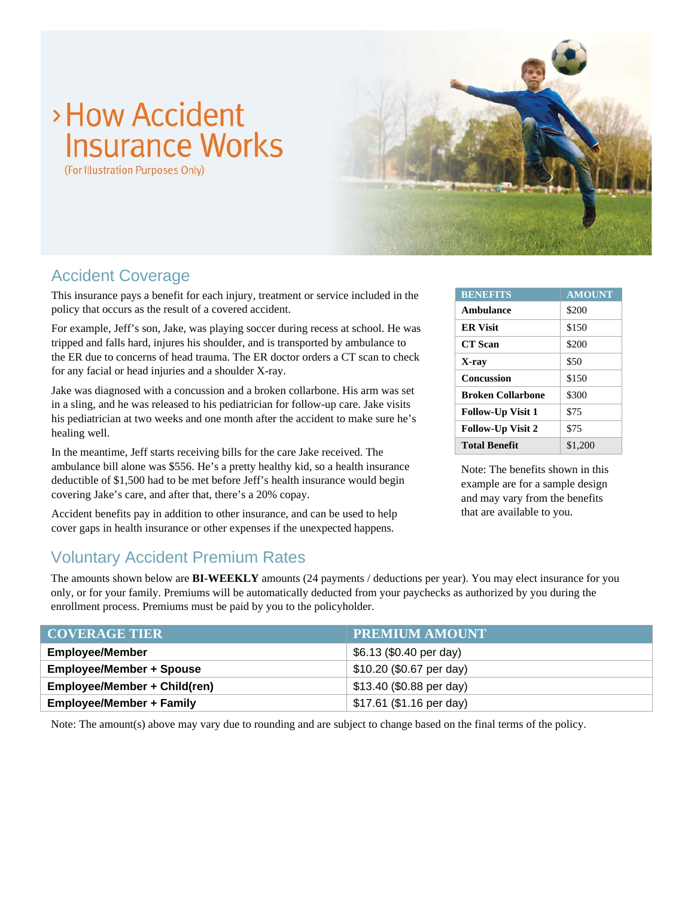# › How Accident Insurance Works

(For Illustration Purposes Only)

## Accident Coverage

This insurance pays a benefit for each injury, treatment or service included in the policy that occurs as the result of a covered accident.

For example, Jeff's son, Jake, was playing soccer during recess at school. He was tripped and falls hard, injures his shoulder, and is transported by ambulance to the ER due to concerns of head trauma. The ER doctor orders a CT scan to check for any facial or head injuries and a shoulder X-ray.

Jake was diagnosed with a concussion and a broken collarbone. His arm was set in a sling, and he was released to his pediatrician for follow-up care. Jake visits his pediatrician at two weeks and one month after the accident to make sure he's healing well.

In the meantime, Jeff starts receiving bills for the care Jake received. The ambulance bill alone was $556. He's a pretty healthy kid, so a health insurance deductible of $1,500 had to be met before Jeff's health insurance would begin covering Jake's care, and after that, there's a 20% copay.

Accident benefits pay in addition to other insurance, and can be used to help cover gaps in health insurance or other expenses if the unexpected happens.

| BENEFITS | AMOUNT |
|---|---|
| **Ambulance** | $200 |
| **ER Visit** | $150 |
| **CT Scan** | $200 |
| **X-ray** | $50 |
| **Concussion** | $150 |
| **Broken Collarbone** | $300 |
| **Follow-Up Visit 1** | $75 |
| **Follow-Up Visit 2** | $75 |
| **Total Benefit** | $1,200 |

Note: The benefits shown in this example are for a sample design and may vary from the benefits that are available to you.

## Voluntary Accident Premium Rates

The amounts shown below are **BI-WEEKLY** amounts (24 payments / deductions per year). You may elect insurance for you only, or for your family. Premiums will be automatically deducted from your paychecks as authorized by you during the enrollment process. Premiums must be paid by you to the policyholder.

| COVERAGE TIER | PREMIUM AMOUNT |
|---|---|
| **Employee/Member** | $6.13 ($0.40 per day) |
| **Employee/Member + Spouse** | $10.20 ($0.67 per day) |
| **Employee/Member + Child(ren)** | $13.40 ($0.88 per day) |
| **Employee/Member + Family** | $17.61 ($1.16 per day) |

Note: The amount(s) above may vary due to rounding and are subject to change based on the final terms of the policy.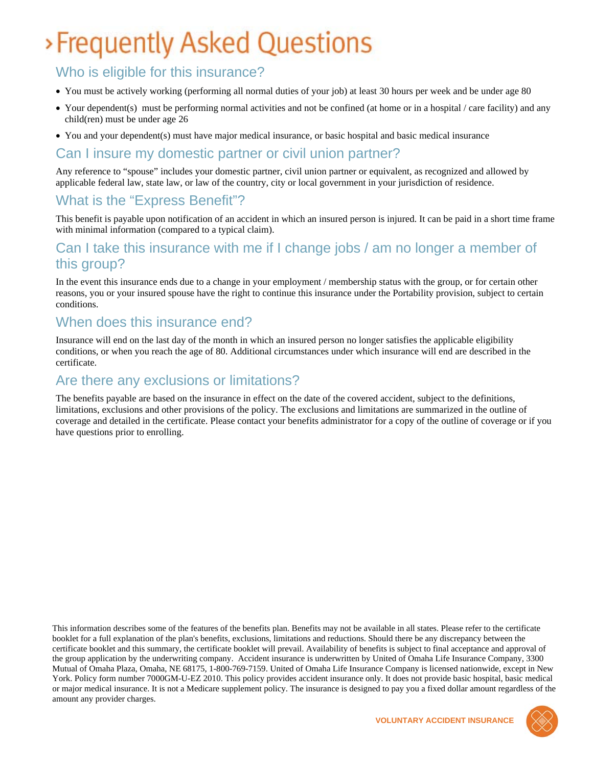# › Frequently Asked Questions

## Who is eligible for this insurance?

- You must be actively working (performing all normal duties of your job) at least 30 hours per week and be under age 80
- Your dependent(s) must be performing normal activities and not be confined (at home or in a hospital / care facility) and any child(ren) must be under age 26
- You and your dependent(s) must have major medical insurance, or basic hospital and basic medical insurance

## Can I insure my domestic partner or civil union partner?

Any reference to "spouse" includes your domestic partner, civil union partner or equivalent, as recognized and allowed by applicable federal law, state law, or law of the country, city or local government in your jurisdiction of residence.

## What is the "Express Benefit"?

This benefit is payable upon notification of an accident in which an insured person is injured. It can be paid in a short time frame with minimal information (compared to a typical claim).

## Can I take this insurance with me if I change jobs / am no longer a member of this group?

In the event this insurance ends due to a change in your employment / membership status with the group, or for certain other reasons, you or your insured spouse have the right to continue this insurance under the Portability provision, subject to certain conditions.

## When does this insurance end?

Insurance will end on the last day of the month in which an insured person no longer satisfies the applicable eligibility conditions, or when you reach the age of 80. Additional circumstances under which insurance will end are described in the certificate.

## Are there any exclusions or limitations?

The benefits payable are based on the insurance in effect on the date of the covered accident, subject to the definitions, limitations, exclusions and other provisions of the policy. The exclusions and limitations are summarized in the outline of coverage and detailed in the certificate. Please contact your benefits administrator for a copy of the outline of coverage or if you have questions prior to enrolling.

This information describes some of the features of the benefits plan. Benefits may not be available in all states. Please refer to the certificate booklet for a full explanation of the plan's benefits, exclusions, limitations and reductions. Should there be any discrepancy between the certificate booklet and this summary, the certificate booklet will prevail. Availability of benefits is subject to final acceptance and approval of the group application by the underwriting company. Accident insurance is underwritten by United of Omaha Life Insurance Company, 3300 Mutual of Omaha Plaza, Omaha, NE 68175, 1-800-769-7159. United of Omaha Life Insurance Company is licensed nationwide, except in New York. Policy form number 7000GM-U-EZ 2010. This policy provides accident insurance only. It does not provide basic hospital, basic medical or major medical insurance. It is not a Medicare supplement policy. The insurance is designed to pay you a fixed dollar amount regardless of the amount any provider charges.

VOLUNTARY ACCIDENT INSURANCE